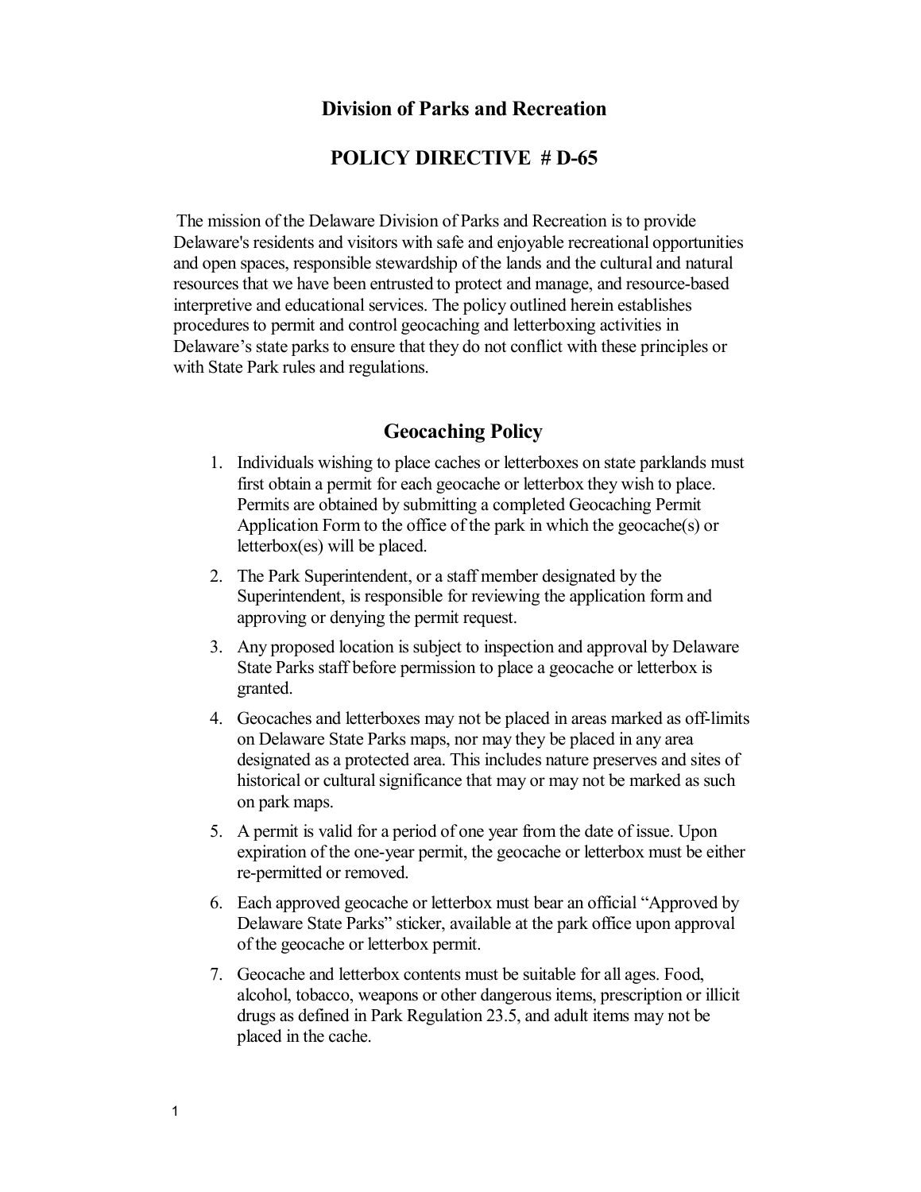# Division of Parks and Recreation

## POLICY DIRECTIVE # D-65

The mission of the Delaware Division of Parks and Recreation is to provide Delaware's residents and visitors with safe and enjoyable recreational opportunities and open spaces, responsible stewardship of the lands and the cultural and natural resources that we have been entrusted to protect and manage, and resource-based interpretive and educational services. The policy outlined herein establishes procedures to permit and control geocaching and letterboxing activities in Delaware's state parks to ensure that they do not conflict with these principles or with State Park rules and regulations.

## Geocaching Policy

1. Individuals wishing to place caches or letterboxes on state parklands must first obtain a permit for each geocache or letterbox they wish to place. Permits are obtained by submitting a completed Geocaching Permit Application Form to the office of the park in which the geocache(s) or letterbox(es) will be placed.
2. The Park Superintendent, or a staff member designated by the Superintendent, is responsible for reviewing the application form and approving or denying the permit request.
3. Any proposed location is subject to inspection and approval by Delaware State Parks staff before permission to place a geocache or letterbox is granted.
4. Geocaches and letterboxes may not be placed in areas marked as off-limits on Delaware State Parks maps, nor may they be placed in any area designated as a protected area. This includes nature preserves and sites of historical or cultural significance that may or may not be marked as such on park maps.
5. A permit is valid for a period of one year from the date of issue. Upon expiration of the one-year permit, the geocache or letterbox must be either re-permitted or removed.
6. Each approved geocache or letterbox must bear an official "Approved by Delaware State Parks" sticker, available at the park office upon approval of the geocache or letterbox permit.
7. Geocache and letterbox contents must be suitable for all ages. Food, alcohol, tobacco, weapons or other dangerous items, prescription or illicit drugs as defined in Park Regulation 23.5, and adult items may not be placed in the cache.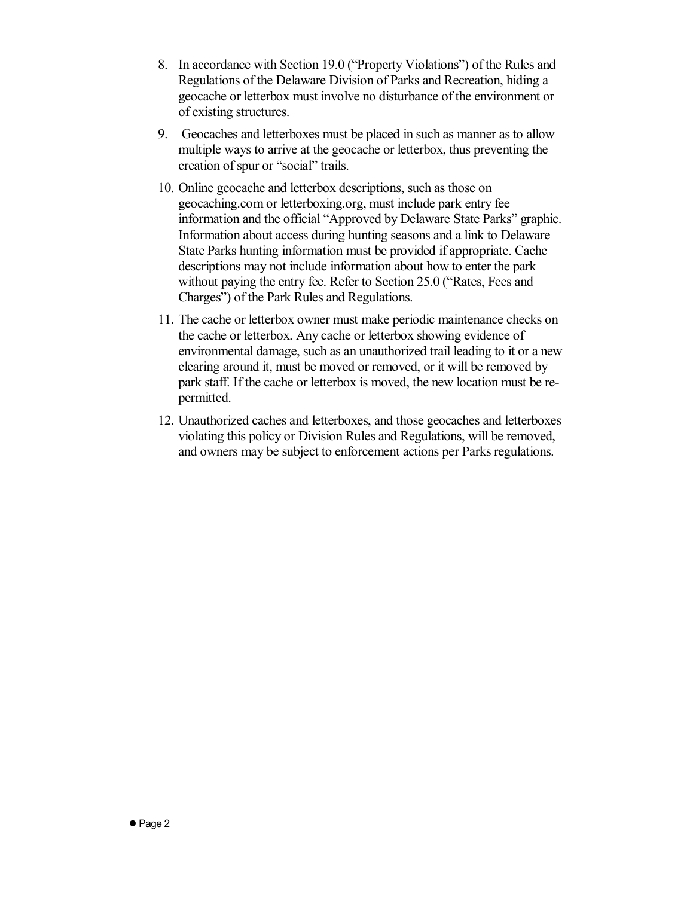8. In accordance with Section 19.0 ("Property Violations") of the Rules and Regulations of the Delaware Division of Parks and Recreation, hiding a geocache or letterbox must involve no disturbance of the environment or of existing structures.

9. Geocaches and letterboxes must be placed in such as manner as to allow multiple ways to arrive at the geocache or letterbox, thus preventing the creation of spur or "social" trails.

10. Online geocache and letterbox descriptions, such as those on geocaching.com or letterboxing.org, must include park entry fee information and the official "Approved by Delaware State Parks" graphic. Information about access during hunting seasons and a link to Delaware State Parks hunting information must be provided if appropriate. Cache descriptions may not include information about how to enter the park without paying the entry fee. Refer to Section 25.0 ("Rates, Fees and Charges") of the Park Rules and Regulations.

11. The cache or letterbox owner must make periodic maintenance checks on the cache or letterbox. Any cache or letterbox showing evidence of environmental damage, such as an unauthorized trail leading to it or a new clearing around it, must be moved or removed, or it will be removed by park staff. If the cache or letterbox is moved, the new location must be re-permitted.

12. Unauthorized caches and letterboxes, and those geocaches and letterboxes violating this policy or Division Rules and Regulations, will be removed, and owners may be subject to enforcement actions per Parks regulations.